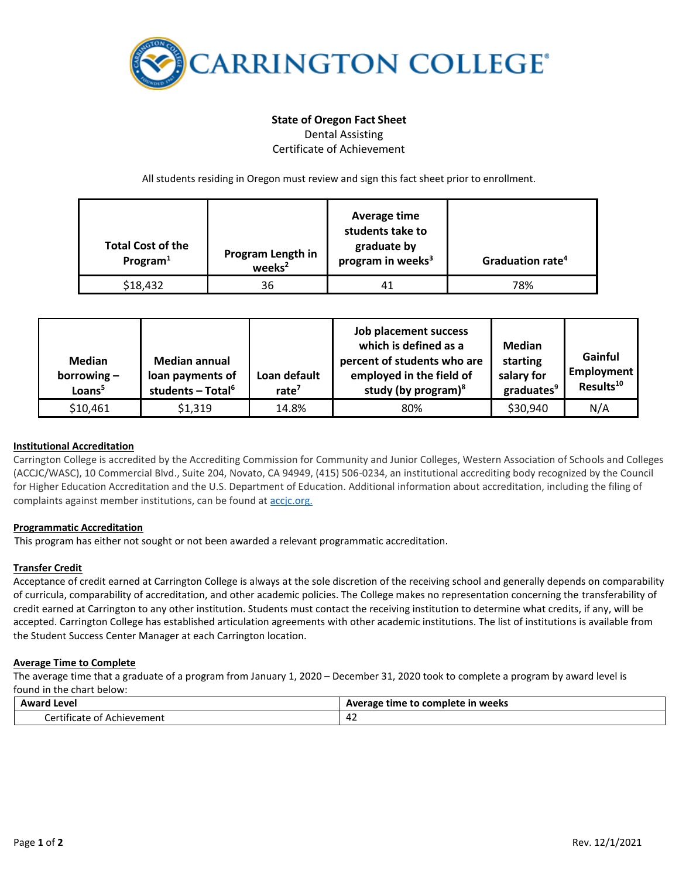**State of Oregon Fact Sheet**

Dental Assisting

Certificate of Achievement

All students residing in Oregon must review and sign this fact sheet prior to enrollment.

| Total Cost of the Program[1] | Program Length in weeks[2] | Average time students take to graduate by program in weeks[3] | Graduation rate[4] |
|---|---|---|---|
| $18,432 | 36 | 41 | 78% |

| Median borrowing – Loans[5] | Median annual loan payments of students – Total[6] | Loan default rate[7] | Job placement success which is defined as a percent of students who are employed in the field of study (by program)[8] | Median starting salary for graduates[9] | Gainful Employment Results[10] |
|---|---|---|---|---|---|
| $10,461 | $1,319 | 14.8% | 80% | $30,940 | N/A |

## Institutional Accreditation

Carrington College is accredited by the Accrediting Commission for Community and Junior Colleges, Western Association of Schools and Colleges (ACCJC/WASC), 10 Commercial Blvd., Suite 204, Novato, CA 94949, (415) 506-0234, an institutional accrediting body recognized by the Council for Higher Education Accreditation and the U.S. Department of Education. Additional information about accreditation, including the filing of complaints against member institutions, can be found at accjc.org.

## Programmatic Accreditation

This program has either not sought or not been awarded a relevant programmatic accreditation.

## Transfer Credit

Acceptance of credit earned at Carrington College is always at the sole discretion of the receiving school and generally depends on comparability of curricula, comparability of accreditation, and other academic policies. The College makes no representation concerning the transferability of credit earned at Carrington to any other institution. Students must contact the receiving institution to determine what credits, if any, will be accepted. Carrington College has established articulation agreements with other academic institutions. The list of institutions is available from the Student Success Center Manager at each Carrington location.

## Average Time to Complete

The average time that a graduate of a program from January 1, 2020 – December 31, 2020 took to complete a program by award level is found in the chart below:

| Award Level | Average time to complete in weeks |
|---|---|
| Certificate of Achievement | 42 |

Rev. 12/1/2021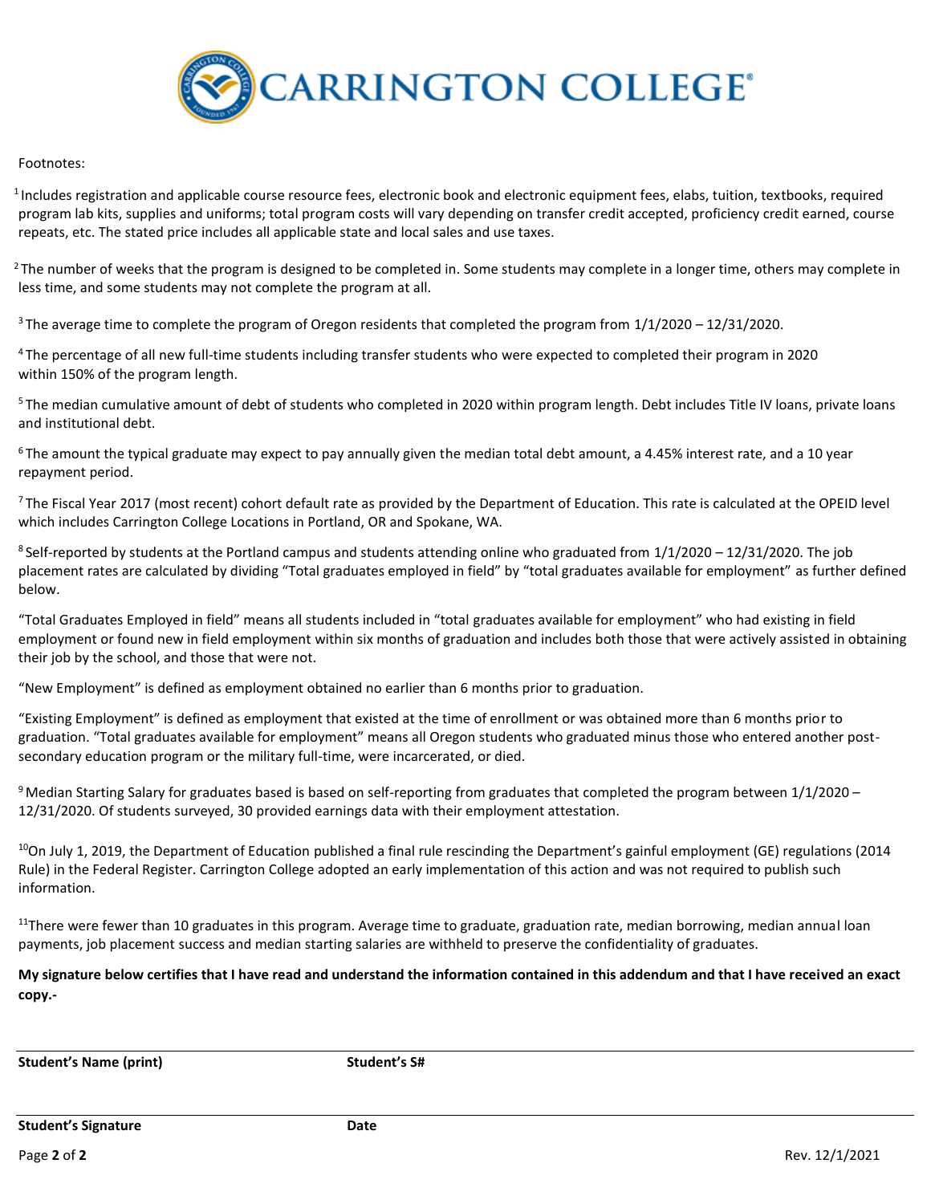CARRINGTON COLLEGE

Footnotes:

[1] Includes registration and applicable course resource fees, electronic book and electronic equipment fees, elabs, tuition, textbooks, required program lab kits, supplies and uniforms; total program costs will vary depending on transfer credit accepted, proficiency credit earned, course repeats, etc. The stated price includes all applicable state and local sales and use taxes.

[2] The number of weeks that the program is designed to be completed in. Some students may complete in a longer time, others may complete in less time, and some students may not complete the program at all.

[3] The average time to complete the program of Oregon residents that completed the program from 1/1/2020 – 12/31/2020.

[4] The percentage of all new full-time students including transfer students who were expected to completed their program in 2020 within 150% of the program length.

[5] The median cumulative amount of debt of students who completed in 2020 within program length. Debt includes Title IV loans, private loans and institutional debt.

[6] The amount the typical graduate may expect to pay annually given the median total debt amount, a 4.45% interest rate, and a 10 year repayment period.

[7] The Fiscal Year 2017 (most recent) cohort default rate as provided by the Department of Education. This rate is calculated at the OPEID level which includes Carrington College Locations in Portland, OR and Spokane, WA.

[8] Self-reported by students at the Portland campus and students attending online who graduated from 1/1/2020 – 12/31/2020. The job placement rates are calculated by dividing "Total graduates employed in field" by "total graduates available for employment" as further defined below.

"Total Graduates Employed in field" means all students included in "total graduates available for employment" who had existing in field employment or found new in field employment within six months of graduation and includes both those that were actively assisted in obtaining their job by the school, and those that were not.

"New Employment" is defined as employment obtained no earlier than 6 months prior to graduation.

"Existing Employment" is defined as employment that existed at the time of enrollment or was obtained more than 6 months prior to graduation. "Total graduates available for employment" means all Oregon students who graduated minus those who entered another post-secondary education program or the military full-time, were incarcerated, or died.

[9] Median Starting Salary for graduates based is based on self-reporting from graduates that completed the program between 1/1/2020 – 12/31/2020. Of students surveyed, 30 provided earnings data with their employment attestation.

[10] On July 1, 2019, the Department of Education published a final rule rescinding the Department's gainful employment (GE) regulations (2014 Rule) in the Federal Register. Carrington College adopted an early implementation of this action and was not required to publish such information.

[11] There were fewer than 10 graduates in this program. Average time to graduate, graduation rate, median borrowing, median annual loan payments, job placement success and median starting salaries are withheld to preserve the confidentiality of graduates.

**My signature below certifies that I have read and understand the information contained in this addendum and that I have received an exact copy.-**

**Student's Name (print)** **Student's S#**

**Student's Signature** **Date**

Rev. 12/1/2021